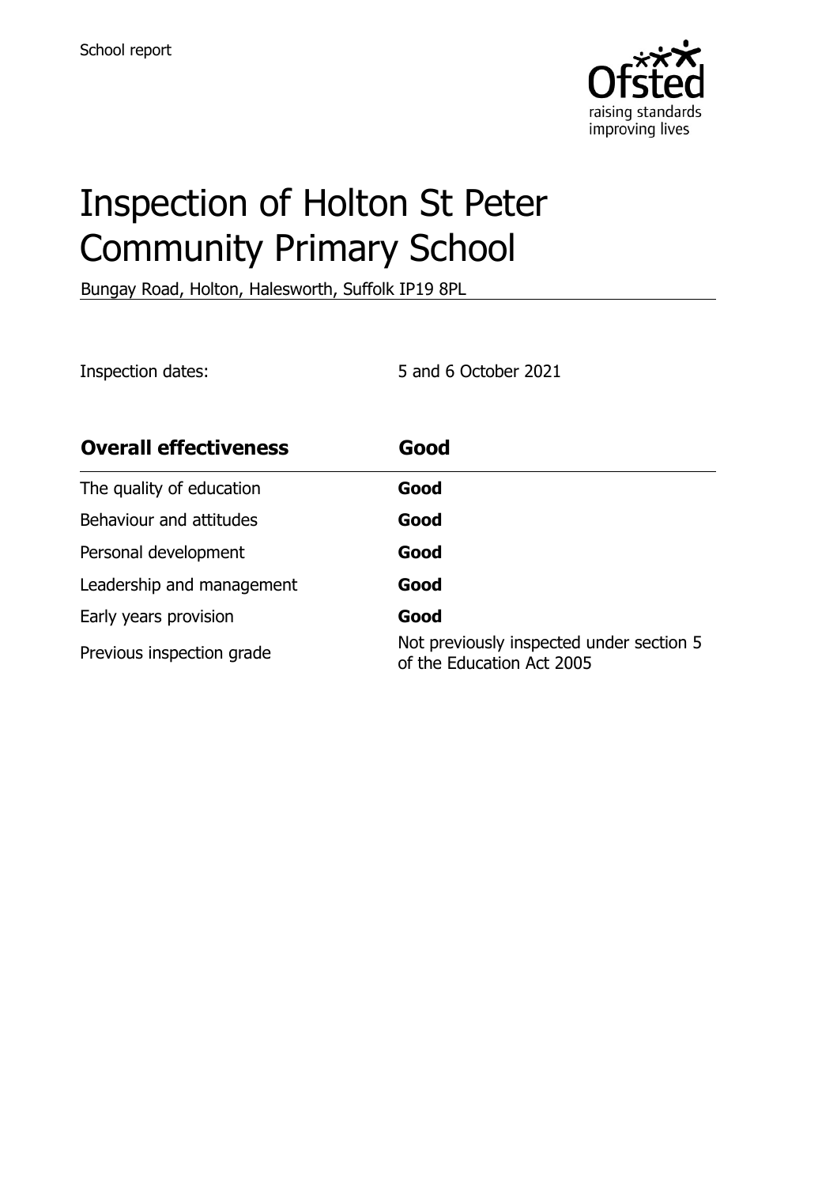School report

# Inspection of Holton St Peter Community Primary School

Bungay Road, Holton, Halesworth, Suffolk IP19 8PL

Inspection dates: 5 and 6 October 2021

| **Overall effectiveness** | **Good** |
|---|---|
| The quality of education | **Good** |
| Behaviour and attitudes | **Good** |
| Personal development | **Good** |
| Leadership and management | **Good** |
| Early years provision | **Good** |
| Previous inspection grade | Not previously inspected under section 5 of the Education Act 2005 |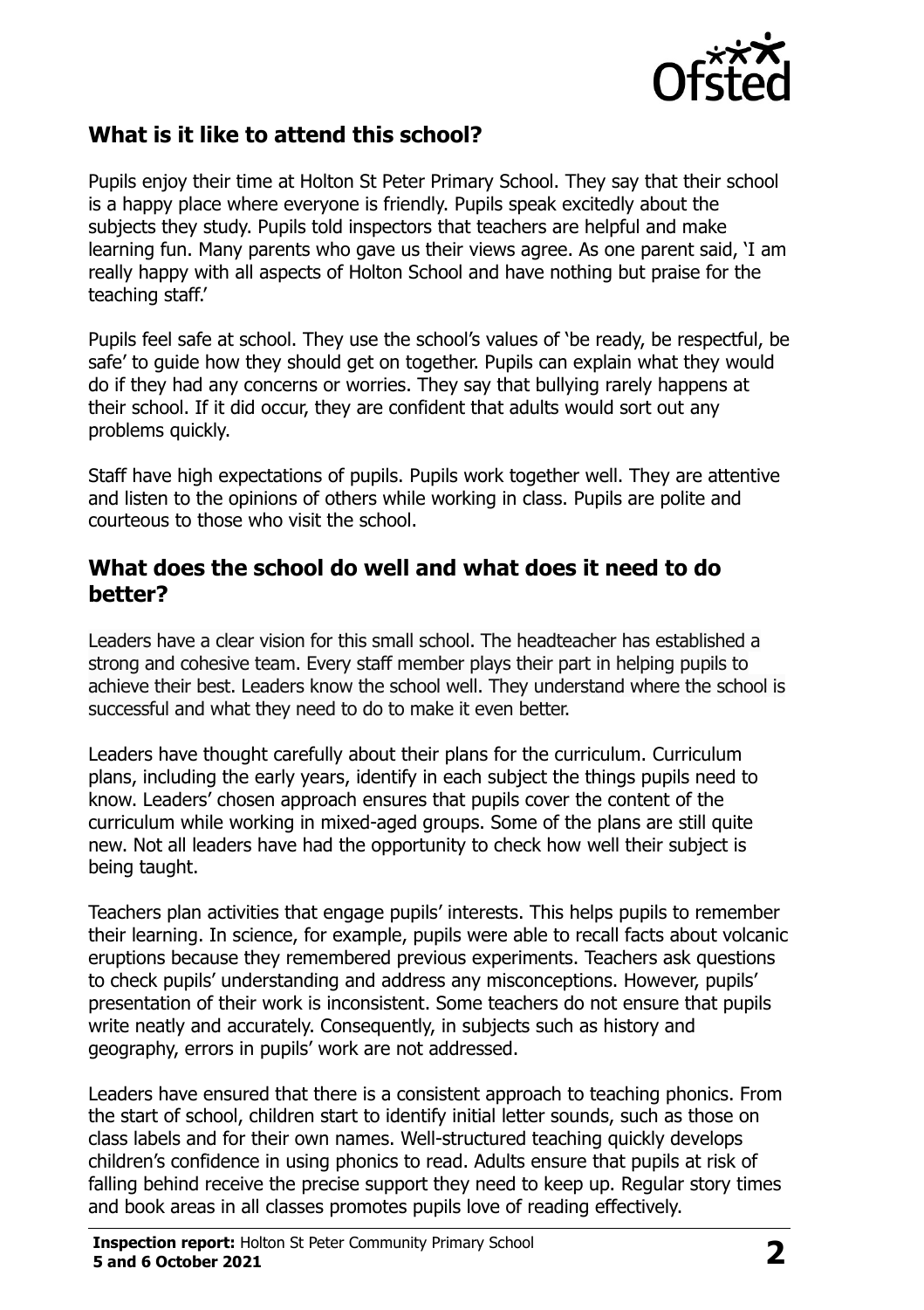## What is it like to attend this school?

Pupils enjoy their time at Holton St Peter Primary School. They say that their school is a happy place where everyone is friendly. Pupils speak excitedly about the subjects they study. Pupils told inspectors that teachers are helpful and make learning fun. Many parents who gave us their views agree. As one parent said, 'I am really happy with all aspects of Holton School and have nothing but praise for the teaching staff.'

Pupils feel safe at school. They use the school's values of 'be ready, be respectful, be safe' to guide how they should get on together. Pupils can explain what they would do if they had any concerns or worries. They say that bullying rarely happens at their school. If it did occur, they are confident that adults would sort out any problems quickly.

Staff have high expectations of pupils. Pupils work together well. They are attentive and listen to the opinions of others while working in class. Pupils are polite and courteous to those who visit the school.

## What does the school do well and what does it need to do better?

Leaders have a clear vision for this small school. The headteacher has established a strong and cohesive team. Every staff member plays their part in helping pupils to achieve their best. Leaders know the school well. They understand where the school is successful and what they need to do to make it even better.

Leaders have thought carefully about their plans for the curriculum. Curriculum plans, including the early years, identify in each subject the things pupils need to know. Leaders' chosen approach ensures that pupils cover the content of the curriculum while working in mixed-aged groups. Some of the plans are still quite new. Not all leaders have had the opportunity to check how well their subject is being taught.

Teachers plan activities that engage pupils' interests. This helps pupils to remember their learning. In science, for example, pupils were able to recall facts about volcanic eruptions because they remembered previous experiments. Teachers ask questions to check pupils' understanding and address any misconceptions. However, pupils' presentation of their work is inconsistent. Some teachers do not ensure that pupils write neatly and accurately. Consequently, in subjects such as history and geography, errors in pupils' work are not addressed.

Leaders have ensured that there is a consistent approach to teaching phonics. From the start of school, children start to identify initial letter sounds, such as those on class labels and for their own names. Well-structured teaching quickly develops children's confidence in using phonics to read. Adults ensure that pupils at risk of falling behind receive the precise support they need to keep up. Regular story times and book areas in all classes promotes pupils love of reading effectively.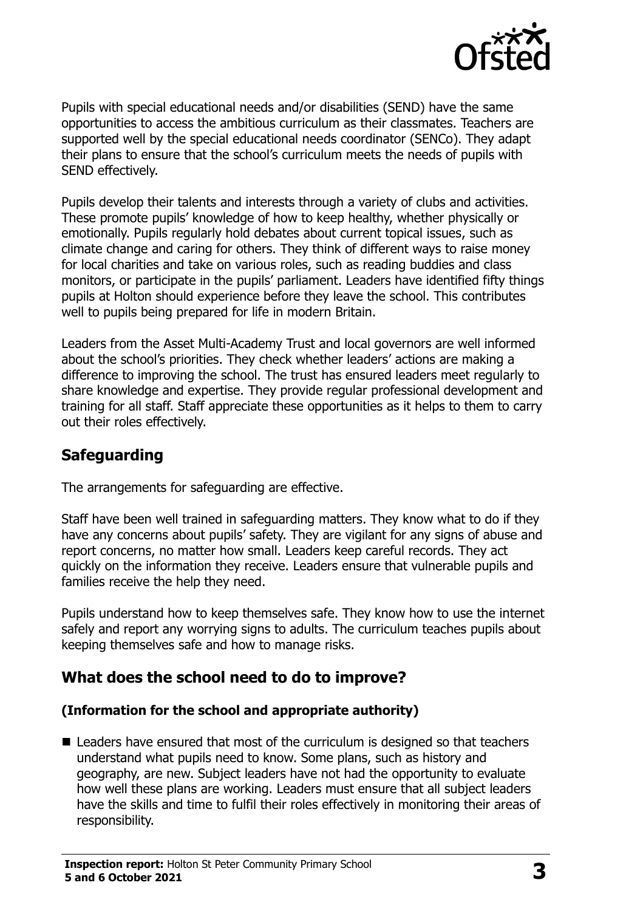Pupils with special educational needs and/or disabilities (SEND) have the same opportunities to access the ambitious curriculum as their classmates. Teachers are supported well by the special educational needs coordinator (SENCo). They adapt their plans to ensure that the school's curriculum meets the needs of pupils with SEND effectively.

Pupils develop their talents and interests through a variety of clubs and activities. These promote pupils' knowledge of how to keep healthy, whether physically or emotionally. Pupils regularly hold debates about current topical issues, such as climate change and caring for others. They think of different ways to raise money for local charities and take on various roles, such as reading buddies and class monitors, or participate in the pupils' parliament. Leaders have identified fifty things pupils at Holton should experience before they leave the school. This contributes well to pupils being prepared for life in modern Britain.

Leaders from the Asset Multi-Academy Trust and local governors are well informed about the school's priorities. They check whether leaders' actions are making a difference to improving the school. The trust has ensured leaders meet regularly to share knowledge and expertise. They provide regular professional development and training for all staff. Staff appreciate these opportunities as it helps to them to carry out their roles effectively.

## Safeguarding

The arrangements for safeguarding are effective.

Staff have been well trained in safeguarding matters. They know what to do if they have any concerns about pupils' safety. They are vigilant for any signs of abuse and report concerns, no matter how small. Leaders keep careful records. They act quickly on the information they receive. Leaders ensure that vulnerable pupils and families receive the help they need.

Pupils understand how to keep themselves safe. They know how to use the internet safely and report any worrying signs to adults. The curriculum teaches pupils about keeping themselves safe and how to manage risks.

## What does the school need to do to improve?

### (Information for the school and appropriate authority)

- Leaders have ensured that most of the curriculum is designed so that teachers understand what pupils need to know. Some plans, such as history and geography, are new. Subject leaders have not had the opportunity to evaluate how well these plans are working. Leaders must ensure that all subject leaders have the skills and time to fulfil their roles effectively in monitoring their areas of responsibility.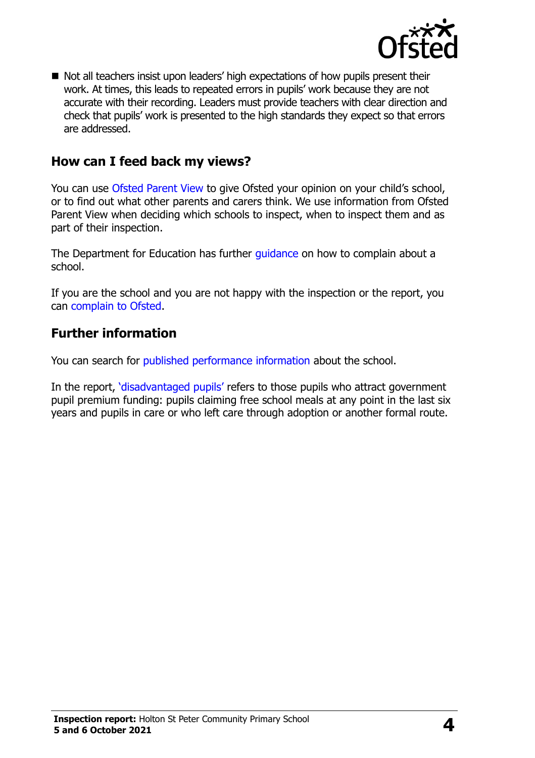- Not all teachers insist upon leaders' high expectations of how pupils present their work. At times, this leads to repeated errors in pupils' work because they are not accurate with their recording. Leaders must provide teachers with clear direction and check that pupils' work is presented to the high standards they expect so that errors are addressed.

## How can I feed back my views?

You can use Ofsted Parent View to give Ofsted your opinion on your child's school, or to find out what other parents and carers think. We use information from Ofsted Parent View when deciding which schools to inspect, when to inspect them and as part of their inspection.

The Department for Education has further guidance on how to complain about a school.

If you are the school and you are not happy with the inspection or the report, you can complain to Ofsted.

## Further information

You can search for published performance information about the school.

In the report, 'disadvantaged pupils' refers to those pupils who attract government pupil premium funding: pupils claiming free school meals at any point in the last six years and pupils in care or who left care through adoption or another formal route.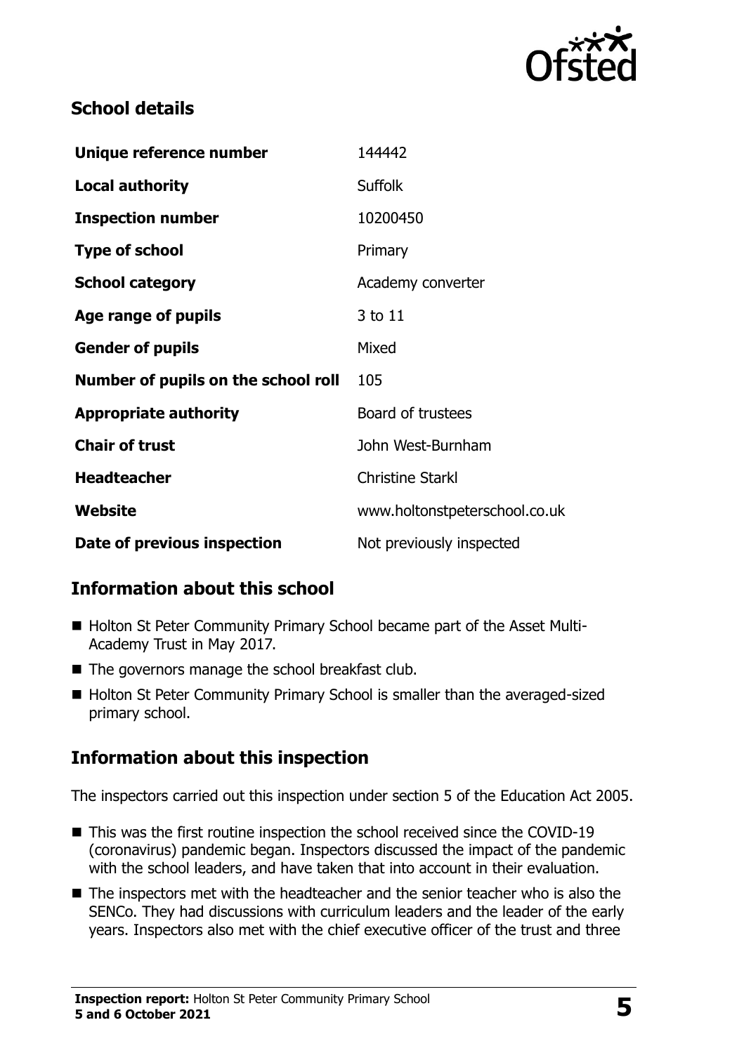## School details

| | |
|---|---|
| **Unique reference number** | 144442 |
| **Local authority** | Suffolk |
| **Inspection number** | 10200450 |
| **Type of school** | Primary |
| **School category** | Academy converter |
| **Age range of pupils** | 3 to 11 |
| **Gender of pupils** | Mixed |
| **Number of pupils on the school roll** | 105 |
| **Appropriate authority** | Board of trustees |
| **Chair of trust** | John West-Burnham |
| **Headteacher** | Christine Starkl |
| **Website** | www.holtonstpeterschool.co.uk |
| **Date of previous inspection** | Not previously inspected |

## Information about this school

- Holton St Peter Community Primary School became part of the Asset Multi-Academy Trust in May 2017.
- The governors manage the school breakfast club.
- Holton St Peter Community Primary School is smaller than the averaged-sized primary school.

## Information about this inspection

The inspectors carried out this inspection under section 5 of the Education Act 2005.

- This was the first routine inspection the school received since the COVID-19 (coronavirus) pandemic began. Inspectors discussed the impact of the pandemic with the school leaders, and have taken that into account in their evaluation.
- The inspectors met with the headteacher and the senior teacher who is also the SENCo. They had discussions with curriculum leaders and the leader of the early years. Inspectors also met with the chief executive officer of the trust and three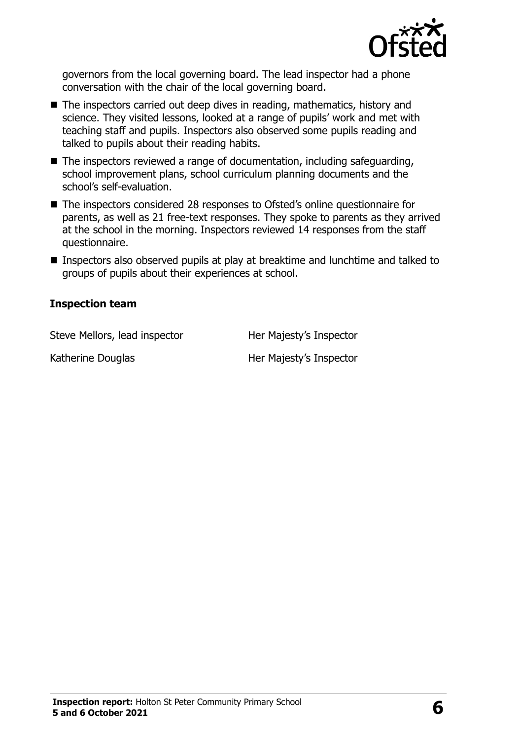governors from the local governing board. The lead inspector had a phone conversation with the chair of the local governing board.

- The inspectors carried out deep dives in reading, mathematics, history and science. They visited lessons, looked at a range of pupils' work and met with teaching staff and pupils. Inspectors also observed some pupils reading and talked to pupils about their reading habits.
- The inspectors reviewed a range of documentation, including safeguarding, school improvement plans, school curriculum planning documents and the school's self-evaluation.
- The inspectors considered 28 responses to Ofsted's online questionnaire for parents, as well as 21 free-text responses. They spoke to parents as they arrived at the school in the morning. Inspectors reviewed 14 responses from the staff questionnaire.
- Inspectors also observed pupils at play at breaktime and lunchtime and talked to groups of pupils about their experiences at school.

### Inspection team

| | |
|---|---|
| Steve Mellors, lead inspector | Her Majesty's Inspector |
| Katherine Douglas | Her Majesty's Inspector |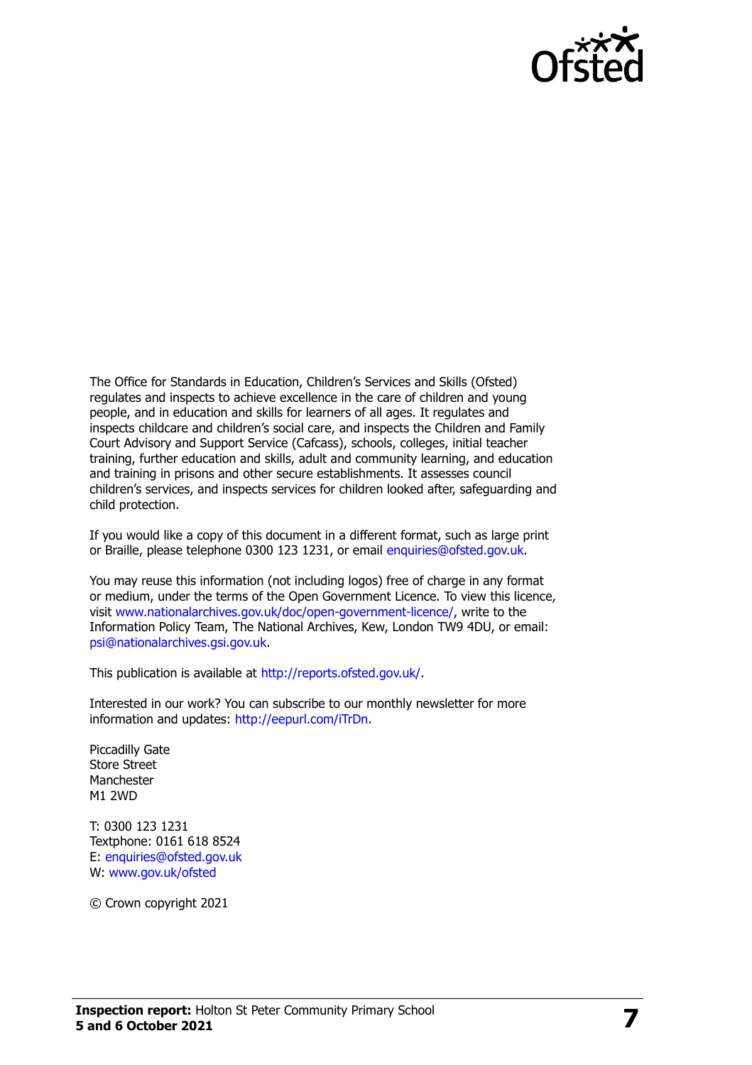The Office for Standards in Education, Children's Services and Skills (Ofsted) regulates and inspects to achieve excellence in the care of children and young people, and in education and skills for learners of all ages. It regulates and inspects childcare and children's social care, and inspects the Children and Family Court Advisory and Support Service (Cafcass), schools, colleges, initial teacher training, further education and skills, adult and community learning, and education and training in prisons and other secure establishments. It assesses council children's services, and inspects services for children looked after, safeguarding and child protection.

If you would like a copy of this document in a different format, such as large print or Braille, please telephone 0300 123 1231, or email enquiries@ofsted.gov.uk.

You may reuse this information (not including logos) free of charge in any format or medium, under the terms of the Open Government Licence. To view this licence, visit www.nationalarchives.gov.uk/doc/open-government-licence/, write to the Information Policy Team, The National Archives, Kew, London TW9 4DU, or email: psi@nationalarchives.gsi.gov.uk.

This publication is available at http://reports.ofsted.gov.uk/.

Interested in our work? You can subscribe to our monthly newsletter for more information and updates: http://eepurl.com/iTrDn.

Piccadilly Gate
Store Street
Manchester
M1 2WD

T: 0300 123 1231
Textphone: 0161 618 8524
E: enquiries@ofsted.gov.uk
W: www.gov.uk/ofsted

© Crown copyright 2021